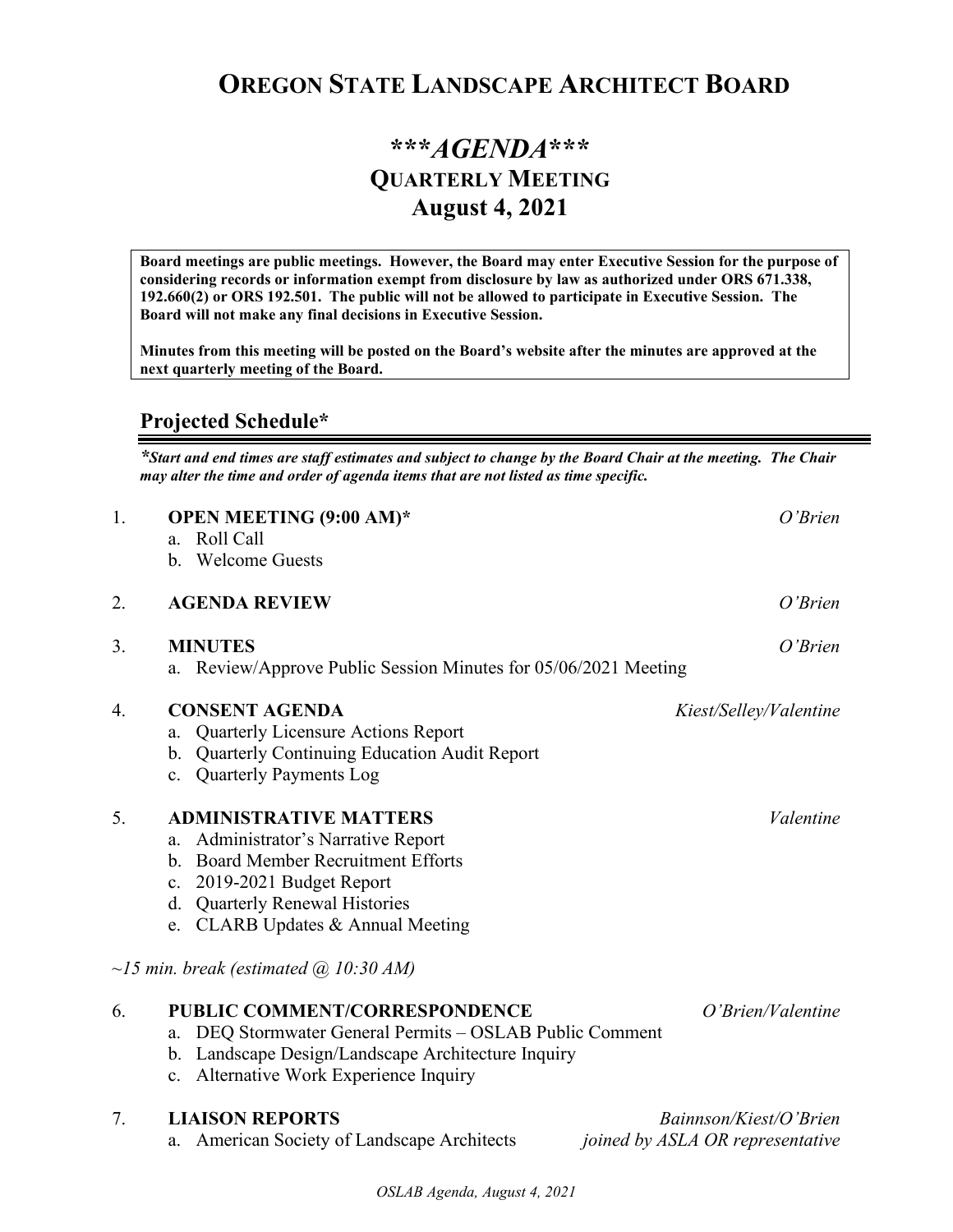# OREGON STATE LANDSCAPE ARCHITECT BOARD

## ****AGENDA****
## QUARTERLY MEETING
## August 4, 2021

**Board meetings are public meetings. However, the Board may enter Executive Session for the purpose of considering records or information exempt from disclosure by law as authorized under ORS 671.338, 192.660(2) or ORS 192.501. The public will not be allowed to participate in Executive Session. The Board will not make any final decisions in Executive Session.**

**Minutes from this meeting will be posted on the Board's website after the minutes are approved at the next quarterly meeting of the Board.**

### Projected Schedule*

***Start and end times are staff estimates and subject to change by the Board Chair at the meeting. The Chair may alter the time and order of agenda items that are not listed as time specific.***

1. **OPEN MEETING (9:00 AM)*** — *O'Brien*
   a. Roll Call
   b. Welcome Guests

2. **AGENDA REVIEW** — *O'Brien*

3. **MINUTES** — *O'Brien*
   a. Review/Approve Public Session Minutes for 05/06/2021 Meeting

4. **CONSENT AGENDA** — *Kiest/Selley/Valentine*
   a. Quarterly Licensure Actions Report
   b. Quarterly Continuing Education Audit Report
   c. Quarterly Payments Log

5. **ADMINISTRATIVE MATTERS** — *Valentine*
   a. Administrator's Narrative Report
   b. Board Member Recruitment Efforts
   c. 2019-2021 Budget Report
   d. Quarterly Renewal Histories
   e. CLARB Updates & Annual Meeting

*~15 min. break (estimated @ 10:30 AM)*

6. **PUBLIC COMMENT/CORRESPONDENCE** — *O'Brien/Valentine*
   a. DEQ Stormwater General Permits – OSLAB Public Comment
   b. Landscape Design/Landscape Architecture Inquiry
   c. Alternative Work Experience Inquiry

7. **LIAISON REPORTS** — *Bainnson/Kiest/O'Brien*
   a. American Society of Landscape Architects — *joined by ASLA OR representative*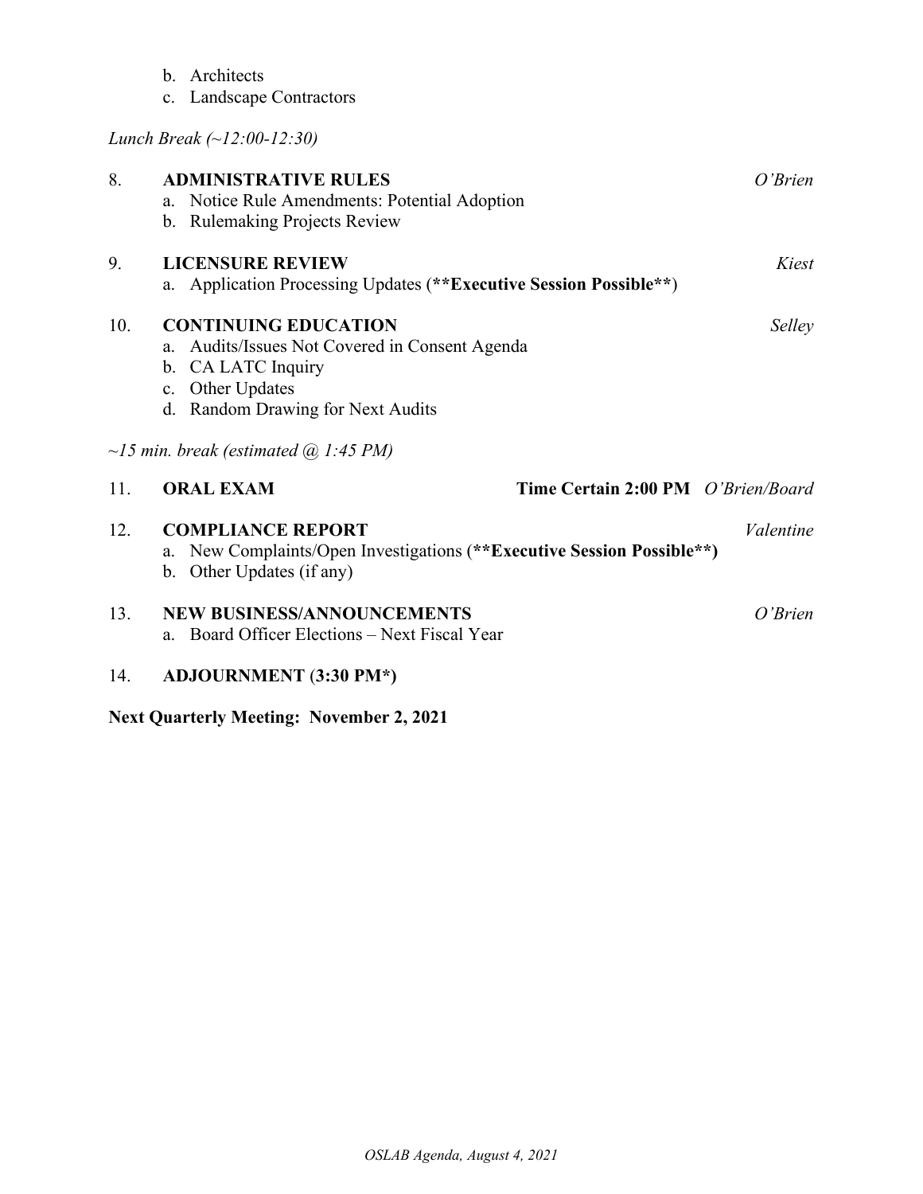b. Architects
c. Landscape Contractors

*Lunch Break (~12:00-12:30)*

8. **ADMINISTRATIVE RULES** *O'Brien*
   a. Notice Rule Amendments: Potential Adoption
   b. Rulemaking Projects Review

9. **LICENSURE REVIEW** *Kiest*
   a. Application Processing Updates (**Executive Session Possible**)

10. **CONTINUING EDUCATION** *Selley*
    a. Audits/Issues Not Covered in Consent Agenda
    b. CA LATC Inquiry
    c. Other Updates
    d. Random Drawing for Next Audits

*~15 min. break (estimated @ 1:45 PM)*

11. **ORAL EXAM** **Time Certain 2:00 PM** *O'Brien/Board*

12. **COMPLIANCE REPORT** *Valentine*
    a. New Complaints/Open Investigations (**Executive Session Possible**)
    b. Other Updates (if any)

13. **NEW BUSINESS/ANNOUNCEMENTS** *O'Brien*
    a. Board Officer Elections – Next Fiscal Year

14. **ADJOURNMENT (3:30 PM*)**

**Next Quarterly Meeting: November 2, 2021**